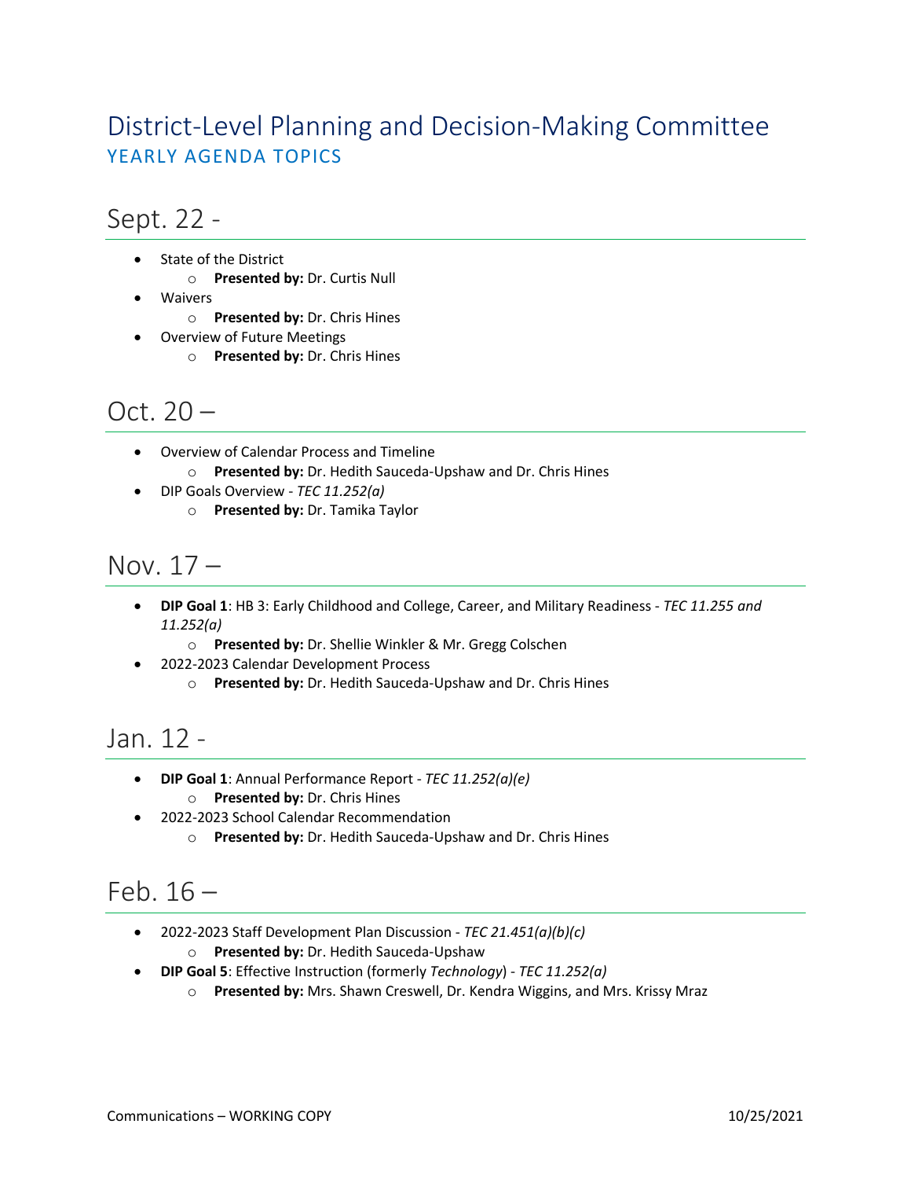# District-Level Planning and Decision-Making Committee

## YEARLY AGENDA TOPICS

## Sept. 22 -

- State of the District
  - **Presented by:** Dr. Curtis Null
- Waivers
  - **Presented by:** Dr. Chris Hines
- Overview of Future Meetings
  - **Presented by:** Dr. Chris Hines

## Oct. 20 –

- Overview of Calendar Process and Timeline
  - **Presented by:** Dr. Hedith Sauceda-Upshaw and Dr. Chris Hines
- DIP Goals Overview - *TEC 11.252(a)*
  - **Presented by:** Dr. Tamika Taylor

## Nov. 17 –

- **DIP Goal 1**: HB 3: Early Childhood and College, Career, and Military Readiness - *TEC 11.255 and 11.252(a)*
  - **Presented by:** Dr. Shellie Winkler & Mr. Gregg Colschen
- 2022-2023 Calendar Development Process
  - **Presented by:** Dr. Hedith Sauceda-Upshaw and Dr. Chris Hines

## Jan. 12 -

- **DIP Goal 1**: Annual Performance Report - *TEC 11.252(a)(e)*
  - **Presented by:** Dr. Chris Hines
- 2022-2023 School Calendar Recommendation
  - **Presented by:** Dr. Hedith Sauceda-Upshaw and Dr. Chris Hines

## Feb. 16 –

- 2022-2023 Staff Development Plan Discussion - *TEC 21.451(a)(b)(c)*
  - **Presented by:** Dr. Hedith Sauceda-Upshaw
- **DIP Goal 5**: Effective Instruction (formerly *Technology*) - *TEC 11.252(a)*
  - **Presented by:** Mrs. Shawn Creswell, Dr. Kendra Wiggins, and Mrs. Krissy Mraz

Communications – WORKING COPY 10/25/2021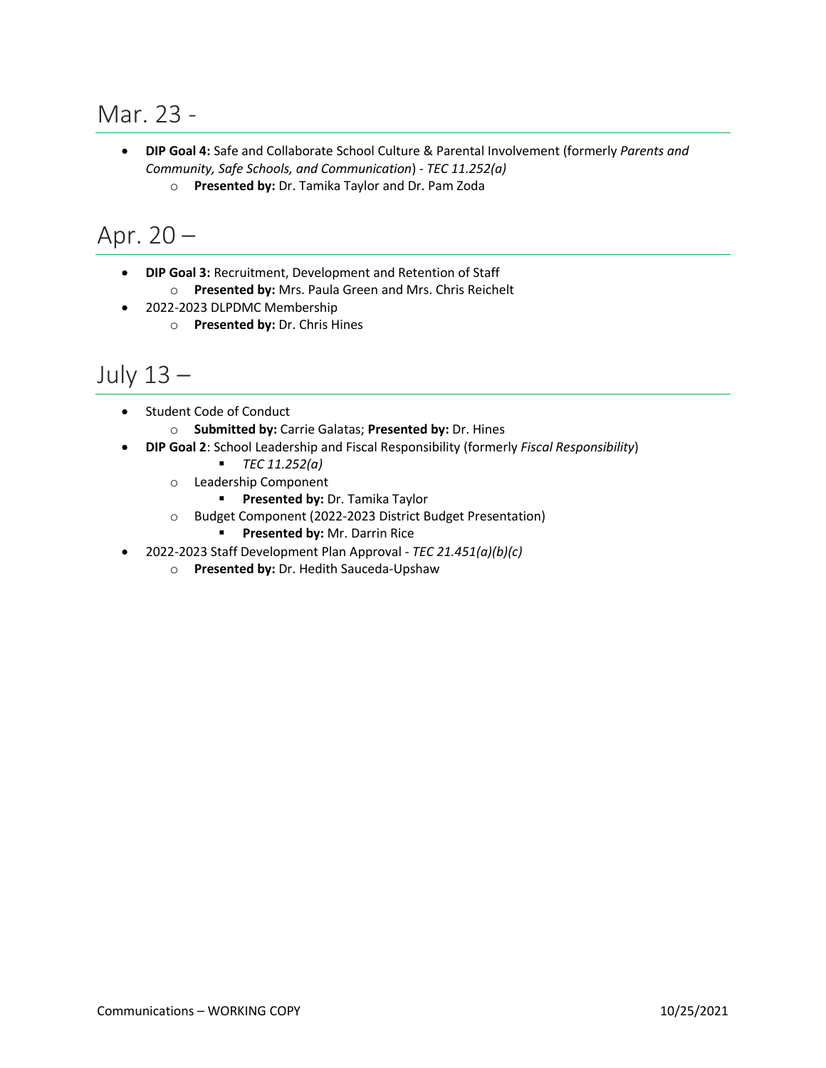## Mar. 23 -

- **DIP Goal 4:** Safe and Collaborate School Culture & Parental Involvement (formerly *Parents and Community, Safe Schools, and Communication*) - *TEC 11.252(a)*
  - **Presented by:** Dr. Tamika Taylor and Dr. Pam Zoda

## Apr. 20 –

- **DIP Goal 3:** Recruitment, Development and Retention of Staff
  - **Presented by:** Mrs. Paula Green and Mrs. Chris Reichelt
- 2022-2023 DLPDMC Membership
  - **Presented by:** Dr. Chris Hines

## July 13 –

- Student Code of Conduct
  - **Submitted by:** Carrie Galatas; **Presented by:** Dr. Hines
- **DIP Goal 2**: School Leadership and Fiscal Responsibility (formerly *Fiscal Responsibility*)
    - *TEC 11.252(a)*
  - Leadership Component
    - **Presented by:** Dr. Tamika Taylor
  - Budget Component (2022-2023 District Budget Presentation)
    - **Presented by:** Mr. Darrin Rice
- 2022-2023 Staff Development Plan Approval - *TEC 21.451(a)(b)(c)*
  - **Presented by:** Dr. Hedith Sauceda-Upshaw